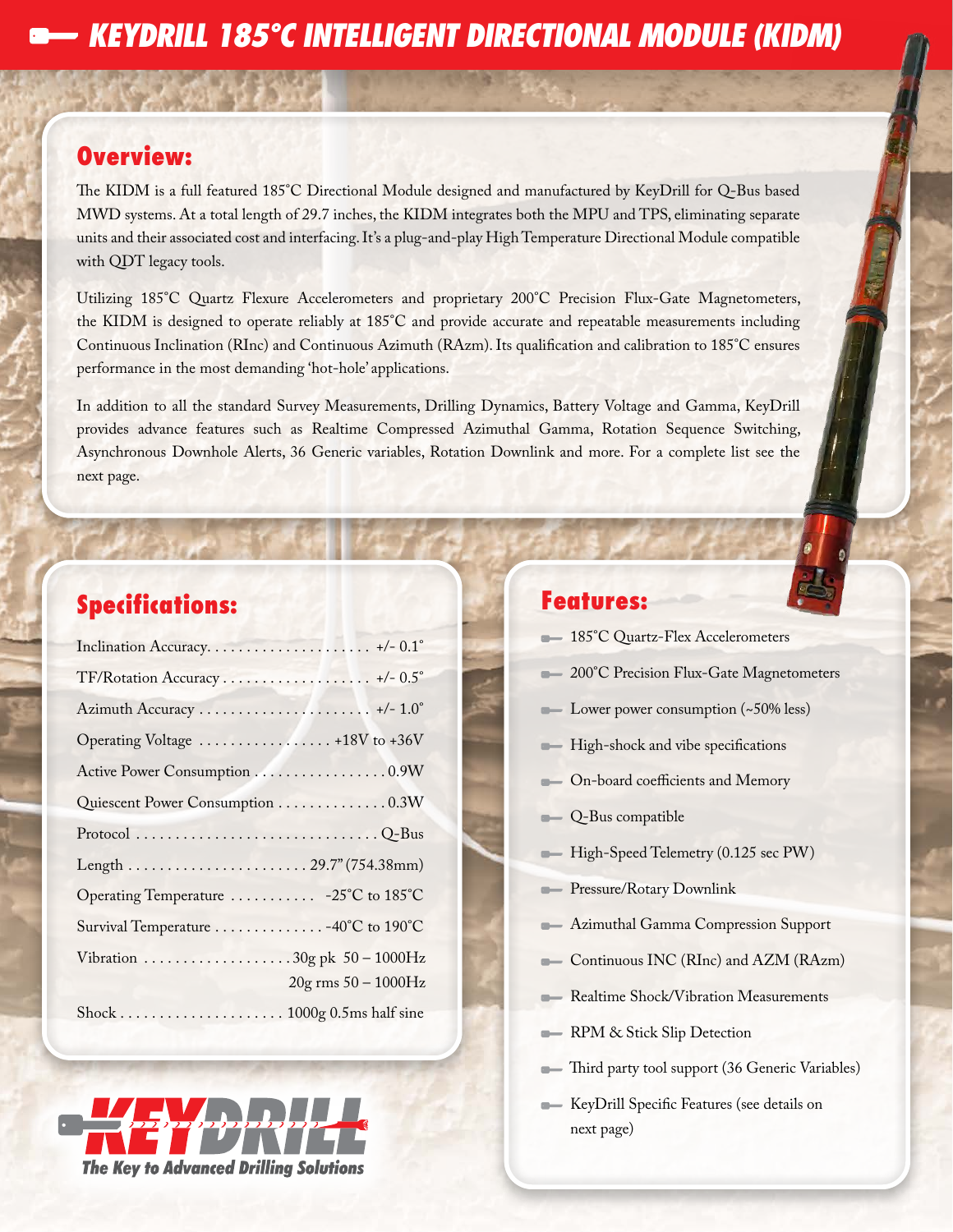# KEYDRILL 185°C INTELLIGENT DIRECTIONAL MODULE (KIDM)

## Overview:

The KIDM is a full featured 185˚C Directional Module designed and manufactured by KeyDrill for Q-Bus based MWD systems. At a total length of 29.7 inches, the KIDM integrates both the MPU and TPS, eliminating separate units and their associated cost and interfacing. It's a plug-and-play High Temperature Directional Module compatible with QDT legacy tools.

Utilizing 185˚C Quartz Flexure Accelerometers and proprietary 200˚C Precision Flux-Gate Magnetometers, the KIDM is designed to operate reliably at 185˚C and provide accurate and repeatable measurements including Continuous Inclination (RInc) and Continuous Azimuth (RAzm). Its qualification and calibration to 185˚C ensures performance in the most demanding 'hot-hole' applications.

In addition to all the standard Survey Measurements, Drilling Dynamics, Battery Voltage and Gamma, KeyDrill provides advance features such as Realtime Compressed Azimuthal Gamma, Rotation Sequence Switching, Asynchronous Downhole Alerts, 36 Generic variables, Rotation Downlink and more. For a complete list see the next page.

## Specifications:

| Specification | Value |
|---|---|
| Inclination Accuracy | +/- 0.1˚ |
| TF/Rotation Accuracy | +/- 0.5˚ |
| Azimuth Accuracy | +/- 1.0˚ |
| Operating Voltage | +18V to +36V |
| Active Power Consumption | 0.9W |
| Quiescent Power Consumption | 0.3W |
| Protocol | Q-Bus |
| Length | 29.7" (754.38mm) |
| Operating Temperature | -25˚C to 185˚C |
| Survival Temperature | -40˚C to 190˚C |
| Vibration | 30g pk 50 – 1000Hz<br>20g rms 50 – 1000Hz |
| Shock | 1000g 0.5ms half sine |

## Features:

- 185˚C Quartz-Flex Accelerometers
- 200˚C Precision Flux-Gate Magnetometers
- Lower power consumption (~50% less)
- High-shock and vibe specifications
- On-board coefficients and Memory
- Q-Bus compatible
- High-Speed Telemetry (0.125 sec PW)
- Pressure/Rotary Downlink
- Azimuthal Gamma Compression Support
- Continuous INC (RInc) and AZM (RAzm)
- Realtime Shock/Vibration Measurements
- RPM & Stick Slip Detection
- Third party tool support (36 Generic Variables)
- KeyDrill Specific Features (see details on next page)

KEYDRILL
*The Key to Advanced Drilling Solutions*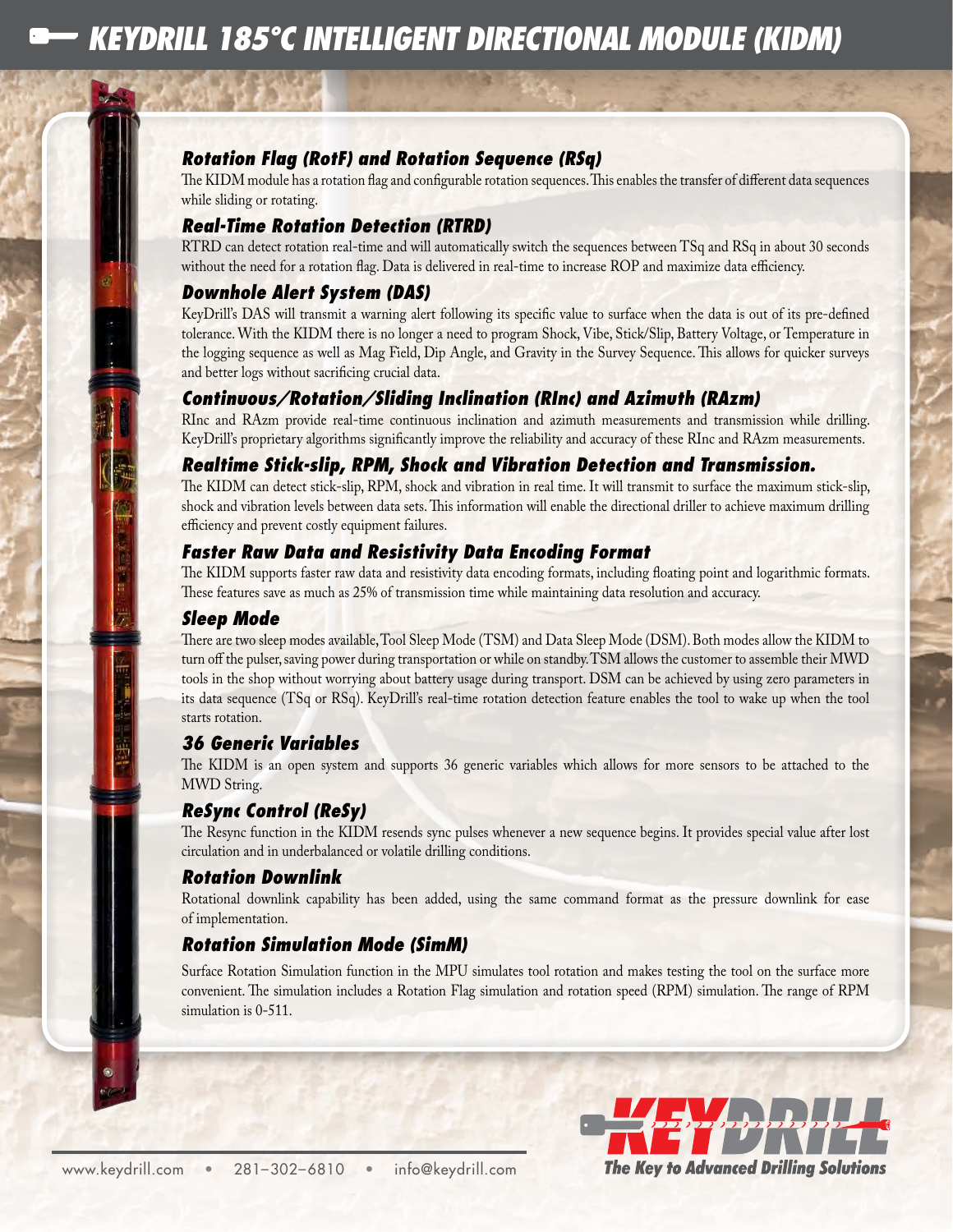# KEYDRILL 185°C INTELLIGENT DIRECTIONAL MODULE (KIDM)

### Rotation Flag (RotF) and Rotation Sequence (RSq)

The KIDM module has a rotation flag and configurable rotation sequences. This enables the transfer of different data sequences while sliding or rotating.

### Real-Time Rotation Detection (RTRD)

RTRD can detect rotation real-time and will automatically switch the sequences between TSq and RSq in about 30 seconds without the need for a rotation flag. Data is delivered in real-time to increase ROP and maximize data efficiency.

### Downhole Alert System (DAS)

KeyDrill's DAS will transmit a warning alert following its specific value to surface when the data is out of its pre-defined tolerance. With the KIDM there is no longer a need to program Shock, Vibe, Stick/Slip, Battery Voltage, or Temperature in the logging sequence as well as Mag Field, Dip Angle, and Gravity in the Survey Sequence. This allows for quicker surveys and better logs without sacrificing crucial data.

### Continuous/Rotation/Sliding Inclination (RInc) and Azimuth (RAzm)

RInc and RAzm provide real-time continuous inclination and azimuth measurements and transmission while drilling. KeyDrill's proprietary algorithms significantly improve the reliability and accuracy of these RInc and RAzm measurements.

### Realtime Stick-slip, RPM, Shock and Vibration Detection and Transmission.

The KIDM can detect stick-slip, RPM, shock and vibration in real time. It will transmit to surface the maximum stick-slip, shock and vibration levels between data sets. This information will enable the directional driller to achieve maximum drilling efficiency and prevent costly equipment failures.

### Faster Raw Data and Resistivity Data Encoding Format

The KIDM supports faster raw data and resistivity data encoding formats, including floating point and logarithmic formats. These features save as much as 25% of transmission time while maintaining data resolution and accuracy.

### Sleep Mode

There are two sleep modes available, Tool Sleep Mode (TSM) and Data Sleep Mode (DSM). Both modes allow the KIDM to turn off the pulser, saving power during transportation or while on standby. TSM allows the customer to assemble their MWD tools in the shop without worrying about battery usage during transport. DSM can be achieved by using zero parameters in its data sequence (TSq or RSq). KeyDrill's real-time rotation detection feature enables the tool to wake up when the tool starts rotation.

### 36 Generic Variables

The KIDM is an open system and supports 36 generic variables which allows for more sensors to be attached to the MWD String.

### ReSync Control (ReSy)

The Resync function in the KIDM resends sync pulses whenever a new sequence begins. It provides special value after lost circulation and in underbalanced or volatile drilling conditions.

### Rotation Downlink

Rotational downlink capability has been added, using the same command format as the pressure downlink for ease of implementation.

### Rotation Simulation Mode (SimM)

Surface Rotation Simulation function in the MPU simulates tool rotation and makes testing the tool on the surface more convenient. The simulation includes a Rotation Flag simulation and rotation speed (RPM) simulation. The range of RPM simulation is 0-511.

www.keydrill.com • 281–302–6810 • info@keydrill.com

KEYDRILL
The Key to Advanced Drilling Solutions